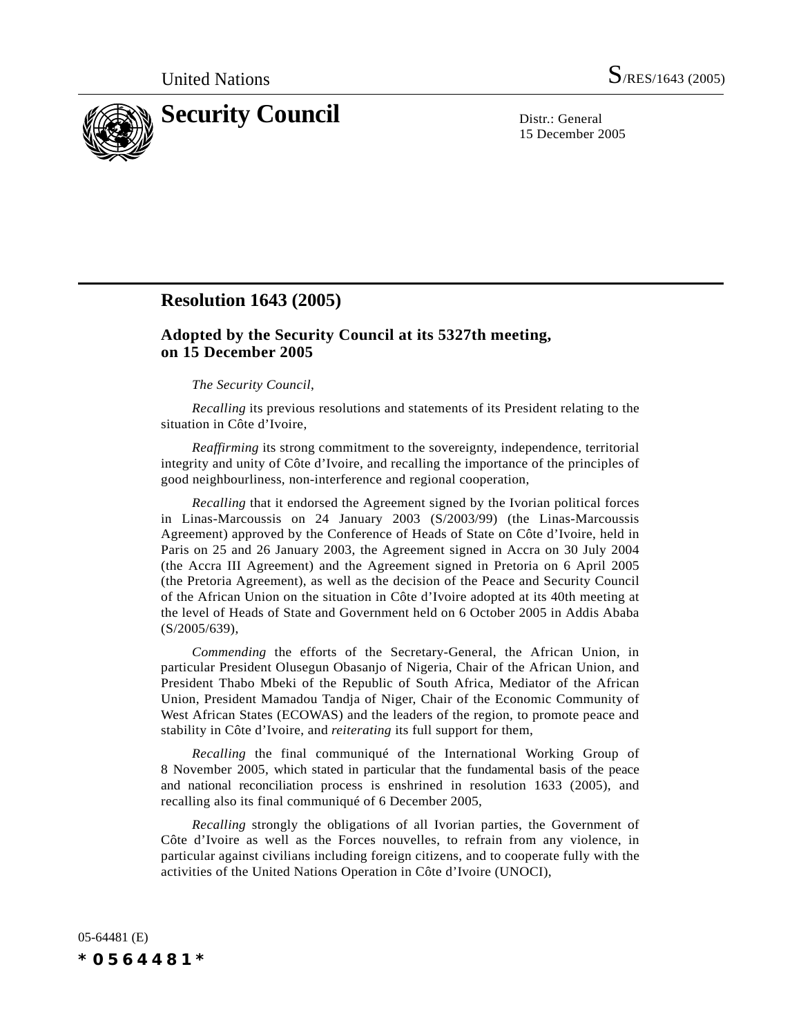United Nations S/RES/1643 (2005)

# Security Council

Distr.: General
15 December 2005

## Resolution 1643 (2005)

### Adopted by the Security Council at its 5327th meeting, on 15 December 2005

*The Security Council*,

*Recalling* its previous resolutions and statements of its President relating to the situation in Côte d'Ivoire,

*Reaffirming* its strong commitment to the sovereignty, independence, territorial integrity and unity of Côte d'Ivoire, and recalling the importance of the principles of good neighbourliness, non-interference and regional cooperation,

*Recalling* that it endorsed the Agreement signed by the Ivorian political forces in Linas-Marcoussis on 24 January 2003 (S/2003/99) (the Linas-Marcoussis Agreement) approved by the Conference of Heads of State on Côte d'Ivoire, held in Paris on 25 and 26 January 2003, the Agreement signed in Accra on 30 July 2004 (the Accra III Agreement) and the Agreement signed in Pretoria on 6 April 2005 (the Pretoria Agreement), as well as the decision of the Peace and Security Council of the African Union on the situation in Côte d'Ivoire adopted at its 40th meeting at the level of Heads of State and Government held on 6 October 2005 in Addis Ababa (S/2005/639),

*Commending* the efforts of the Secretary-General, the African Union, in particular President Olusegun Obasanjo of Nigeria, Chair of the African Union, and President Thabo Mbeki of the Republic of South Africa, Mediator of the African Union, President Mamadou Tandja of Niger, Chair of the Economic Community of West African States (ECOWAS) and the leaders of the region, to promote peace and stability in Côte d'Ivoire, and *reiterating* its full support for them,

*Recalling* the final communiqué of the International Working Group of 8 November 2005, which stated in particular that the fundamental basis of the peace and national reconciliation process is enshrined in resolution 1633 (2005), and recalling also its final communiqué of 6 December 2005,

*Recalling* strongly the obligations of all Ivorian parties, the Government of Côte d'Ivoire as well as the Forces nouvelles, to refrain from any violence, in particular against civilians including foreign citizens, and to cooperate fully with the activities of the United Nations Operation in Côte d'Ivoire (UNOCI),

05-64481 (E)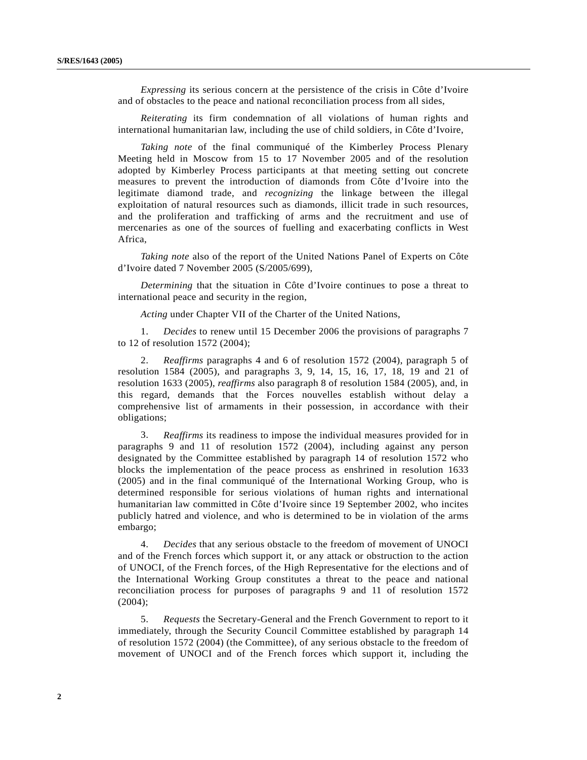*Expressing* its serious concern at the persistence of the crisis in Côte d'Ivoire and of obstacles to the peace and national reconciliation process from all sides,

*Reiterating* its firm condemnation of all violations of human rights and international humanitarian law, including the use of child soldiers, in Côte d'Ivoire,

*Taking note* of the final communiqué of the Kimberley Process Plenary Meeting held in Moscow from 15 to 17 November 2005 and of the resolution adopted by Kimberley Process participants at that meeting setting out concrete measures to prevent the introduction of diamonds from Côte d'Ivoire into the legitimate diamond trade, and *recognizing* the linkage between the illegal exploitation of natural resources such as diamonds, illicit trade in such resources, and the proliferation and trafficking of arms and the recruitment and use of mercenaries as one of the sources of fuelling and exacerbating conflicts in West Africa,

*Taking note* also of the report of the United Nations Panel of Experts on Côte d'Ivoire dated 7 November 2005 (S/2005/699),

*Determining* that the situation in Côte d'Ivoire continues to pose a threat to international peace and security in the region,

*Acting* under Chapter VII of the Charter of the United Nations,

1. *Decides* to renew until 15 December 2006 the provisions of paragraphs 7 to 12 of resolution 1572 (2004);

2. *Reaffirms* paragraphs 4 and 6 of resolution 1572 (2004), paragraph 5 of resolution 1584 (2005), and paragraphs 3, 9, 14, 15, 16, 17, 18, 19 and 21 of resolution 1633 (2005), *reaffirms* also paragraph 8 of resolution 1584 (2005), and, in this regard, demands that the Forces nouvelles establish without delay a comprehensive list of armaments in their possession, in accordance with their obligations;

3. *Reaffirms* its readiness to impose the individual measures provided for in paragraphs 9 and 11 of resolution 1572 (2004), including against any person designated by the Committee established by paragraph 14 of resolution 1572 who blocks the implementation of the peace process as enshrined in resolution 1633 (2005) and in the final communiqué of the International Working Group, who is determined responsible for serious violations of human rights and international humanitarian law committed in Côte d'Ivoire since 19 September 2002, who incites publicly hatred and violence, and who is determined to be in violation of the arms embargo;

4. *Decides* that any serious obstacle to the freedom of movement of UNOCI and of the French forces which support it, or any attack or obstruction to the action of UNOCI, of the French forces, of the High Representative for the elections and of the International Working Group constitutes a threat to the peace and national reconciliation process for purposes of paragraphs 9 and 11 of resolution 1572 (2004);

5. *Requests* the Secretary-General and the French Government to report to it immediately, through the Security Council Committee established by paragraph 14 of resolution 1572 (2004) (the Committee), of any serious obstacle to the freedom of movement of UNOCI and of the French forces which support it, including the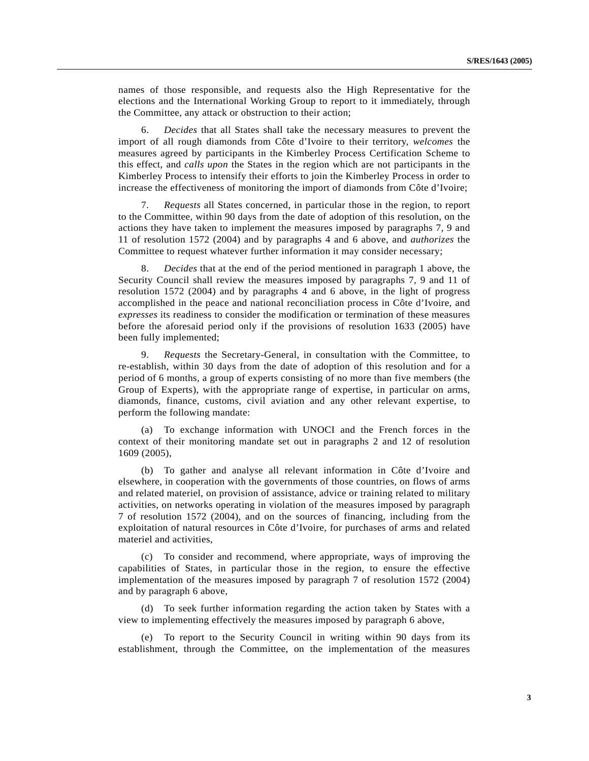names of those responsible, and requests also the High Representative for the elections and the International Working Group to report to it immediately, through the Committee, any attack or obstruction to their action;

6. *Decides* that all States shall take the necessary measures to prevent the import of all rough diamonds from Côte d'Ivoire to their territory, *welcomes* the measures agreed by participants in the Kimberley Process Certification Scheme to this effect, and *calls upon* the States in the region which are not participants in the Kimberley Process to intensify their efforts to join the Kimberley Process in order to increase the effectiveness of monitoring the import of diamonds from Côte d'Ivoire;

7. *Requests* all States concerned, in particular those in the region, to report to the Committee, within 90 days from the date of adoption of this resolution, on the actions they have taken to implement the measures imposed by paragraphs 7, 9 and 11 of resolution 1572 (2004) and by paragraphs 4 and 6 above, and *authorizes* the Committee to request whatever further information it may consider necessary;

8. *Decides* that at the end of the period mentioned in paragraph 1 above, the Security Council shall review the measures imposed by paragraphs 7, 9 and 11 of resolution 1572 (2004) and by paragraphs 4 and 6 above, in the light of progress accomplished in the peace and national reconciliation process in Côte d'Ivoire, and *expresses* its readiness to consider the modification or termination of these measures before the aforesaid period only if the provisions of resolution 1633 (2005) have been fully implemented;

9. *Requests* the Secretary-General, in consultation with the Committee, to re-establish, within 30 days from the date of adoption of this resolution and for a period of 6 months, a group of experts consisting of no more than five members (the Group of Experts), with the appropriate range of expertise, in particular on arms, diamonds, finance, customs, civil aviation and any other relevant expertise, to perform the following mandate:

(a) To exchange information with UNOCI and the French forces in the context of their monitoring mandate set out in paragraphs 2 and 12 of resolution 1609 (2005),

(b) To gather and analyse all relevant information in Côte d'Ivoire and elsewhere, in cooperation with the governments of those countries, on flows of arms and related materiel, on provision of assistance, advice or training related to military activities, on networks operating in violation of the measures imposed by paragraph 7 of resolution 1572 (2004), and on the sources of financing, including from the exploitation of natural resources in Côte d'Ivoire, for purchases of arms and related materiel and activities,

(c) To consider and recommend, where appropriate, ways of improving the capabilities of States, in particular those in the region, to ensure the effective implementation of the measures imposed by paragraph 7 of resolution 1572 (2004) and by paragraph 6 above,

(d) To seek further information regarding the action taken by States with a view to implementing effectively the measures imposed by paragraph 6 above,

(e) To report to the Security Council in writing within 90 days from its establishment, through the Committee, on the implementation of the measures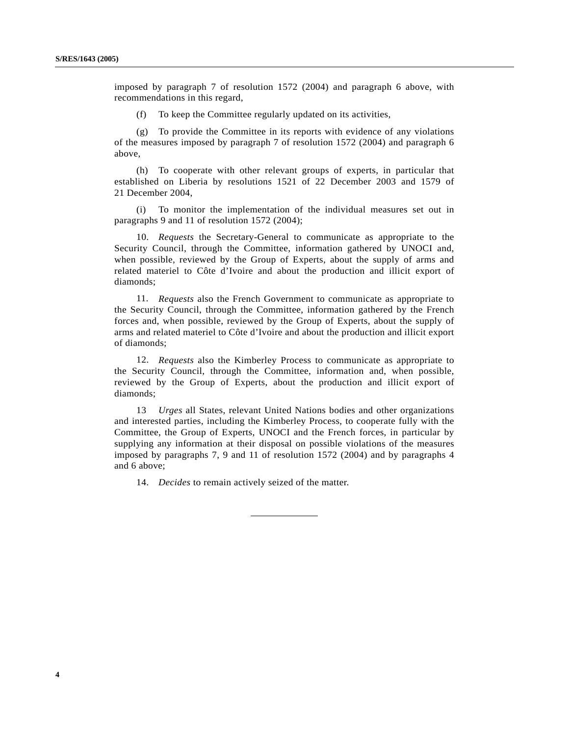imposed by paragraph 7 of resolution 1572 (2004) and paragraph 6 above, with recommendations in this regard,

(f) To keep the Committee regularly updated on its activities,

(g) To provide the Committee in its reports with evidence of any violations of the measures imposed by paragraph 7 of resolution 1572 (2004) and paragraph 6 above,

(h) To cooperate with other relevant groups of experts, in particular that established on Liberia by resolutions 1521 of 22 December 2003 and 1579 of 21 December 2004,

(i) To monitor the implementation of the individual measures set out in paragraphs 9 and 11 of resolution 1572 (2004);

10. *Requests* the Secretary-General to communicate as appropriate to the Security Council, through the Committee, information gathered by UNOCI and, when possible, reviewed by the Group of Experts, about the supply of arms and related materiel to Côte d'Ivoire and about the production and illicit export of diamonds;

11. *Requests* also the French Government to communicate as appropriate to the Security Council, through the Committee, information gathered by the French forces and, when possible, reviewed by the Group of Experts, about the supply of arms and related materiel to Côte d'Ivoire and about the production and illicit export of diamonds;

12. *Requests* also the Kimberley Process to communicate as appropriate to the Security Council, through the Committee, information and, when possible, reviewed by the Group of Experts, about the production and illicit export of diamonds;

13 *Urges* all States, relevant United Nations bodies and other organizations and interested parties, including the Kimberley Process, to cooperate fully with the Committee, the Group of Experts, UNOCI and the French forces, in particular by supplying any information at their disposal on possible violations of the measures imposed by paragraphs 7, 9 and 11 of resolution 1572 (2004) and by paragraphs 4 and 6 above;

14. *Decides* to remain actively seized of the matter.